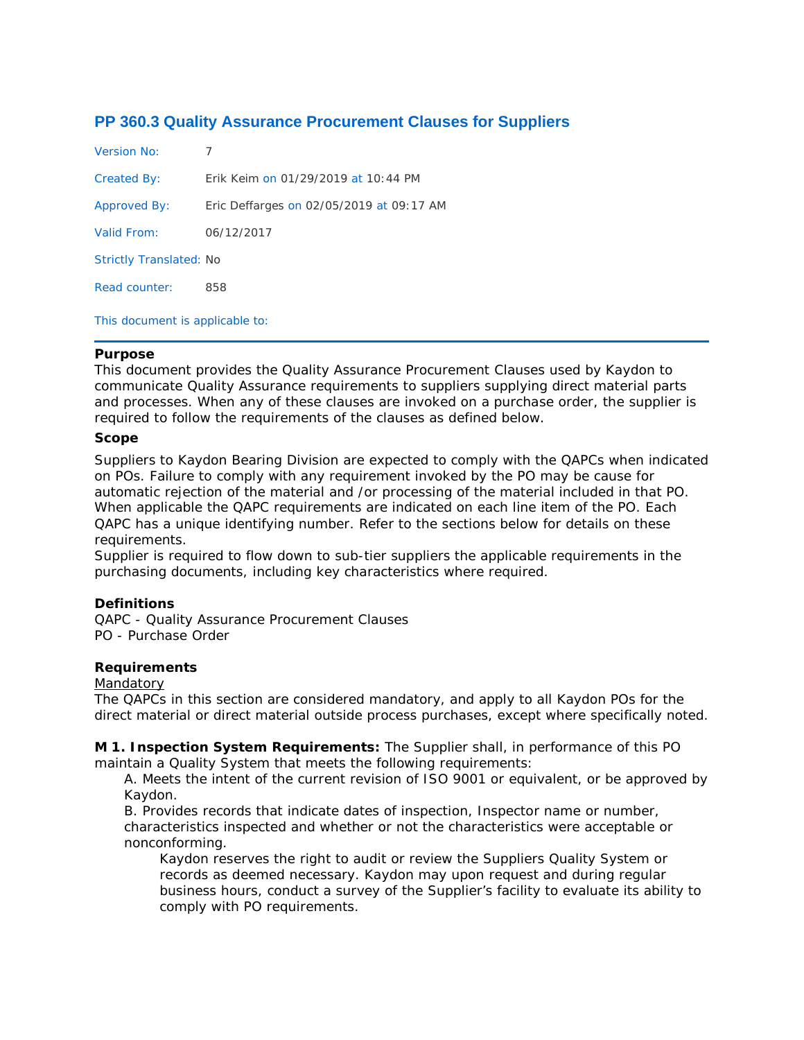# PP 360.3 Quality Assurance Procurement Clauses for Suppliers

Version No: 7

Created By: Erik Keim on 01/29/2019 at 10:44 PM

Approved By: Eric Deffarges on 02/05/2019 at 09:17 AM

Valid From: 06/12/2017

Strictly Translated: No

Read counter: 858

This document is applicable to:

---

**Purpose**

This document provides the Quality Assurance Procurement Clauses used by Kaydon to communicate Quality Assurance requirements to suppliers supplying direct material parts and processes. When any of these clauses are invoked on a purchase order, the supplier is required to follow the requirements of the clauses as defined below.

**Scope**

Suppliers to Kaydon Bearing Division are expected to comply with the QAPCs when indicated on POs. Failure to comply with any requirement invoked by the PO may be cause for automatic rejection of the material and /or processing of the material included in that PO. When applicable the QAPC requirements are indicated on each line item of the PO. Each QAPC has a unique identifying number. Refer to the sections below for details on these requirements.

Supplier is required to flow down to sub-tier suppliers the applicable requirements in the purchasing documents, including key characteristics where required.

**Definitions**

QAPC - Quality Assurance Procurement Clauses
PO - Purchase Order

**Requirements**

Mandatory

The QAPCs in this section are considered mandatory, and apply to all Kaydon POs for the direct material or direct material outside process purchases, except where specifically noted.

**M 1. Inspection System Requirements:** The Supplier shall, in performance of this PO maintain a Quality System that meets the following requirements:

A. Meets the intent of the current revision of ISO 9001 or equivalent, or be approved by Kaydon.

B. Provides records that indicate dates of inspection, Inspector name or number, characteristics inspected and whether or not the characteristics were acceptable or nonconforming.

Kaydon reserves the right to audit or review the Suppliers Quality System or records as deemed necessary. Kaydon may upon request and during regular business hours, conduct a survey of the Supplier's facility to evaluate its ability to comply with PO requirements.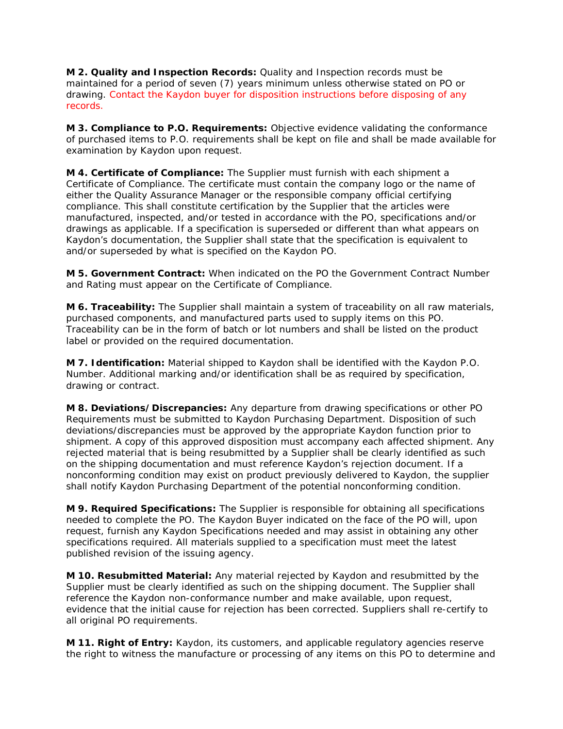**M 2. Quality and Inspection Records:** Quality and Inspection records must be maintained for a period of seven (7) years minimum unless otherwise stated on PO or drawing. Contact the Kaydon buyer for disposition instructions before disposing of any records.

**M 3. Compliance to P.O. Requirements:** Objective evidence validating the conformance of purchased items to P.O. requirements shall be kept on file and shall be made available for examination by Kaydon upon request.

**M 4. Certificate of Compliance:** The Supplier must furnish with each shipment a Certificate of Compliance. The certificate must contain the company logo or the name of either the Quality Assurance Manager or the responsible company official certifying compliance. This shall constitute certification by the Supplier that the articles were manufactured, inspected, and/or tested in accordance with the PO, specifications and/or drawings as applicable. If a specification is superseded or different than what appears on Kaydon's documentation, the Supplier shall state that the specification is equivalent to and/or superseded by what is specified on the Kaydon PO.

**M 5. Government Contract:** When indicated on the PO the Government Contract Number and Rating must appear on the Certificate of Compliance.

**M 6. Traceability:** The Supplier shall maintain a system of traceability on all raw materials, purchased components, and manufactured parts used to supply items on this PO. Traceability can be in the form of batch or lot numbers and shall be listed on the product label or provided on the required documentation.

**M 7. Identification:** Material shipped to Kaydon shall be identified with the Kaydon P.O. Number. Additional marking and/or identification shall be as required by specification, drawing or contract.

**M 8. Deviations/Discrepancies:** Any departure from drawing specifications or other PO Requirements must be submitted to Kaydon Purchasing Department. Disposition of such deviations/discrepancies must be approved by the appropriate Kaydon function prior to shipment. A copy of this approved disposition must accompany each affected shipment. Any rejected material that is being resubmitted by a Supplier shall be clearly identified as such on the shipping documentation and must reference Kaydon's rejection document. If a nonconforming condition may exist on product previously delivered to Kaydon, the supplier shall notify Kaydon Purchasing Department of the potential nonconforming condition.

**M 9. Required Specifications:** The Supplier is responsible for obtaining all specifications needed to complete the PO. The Kaydon Buyer indicated on the face of the PO will, upon request, furnish any Kaydon Specifications needed and may assist in obtaining any other specifications required. All materials supplied to a specification must meet the latest published revision of the issuing agency.

**M 10. Resubmitted Material:** Any material rejected by Kaydon and resubmitted by the Supplier must be clearly identified as such on the shipping document. The Supplier shall reference the Kaydon non-conformance number and make available, upon request, evidence that the initial cause for rejection has been corrected. Suppliers shall re-certify to all original PO requirements.

**M 11. Right of Entry:** Kaydon, its customers, and applicable regulatory agencies reserve the right to witness the manufacture or processing of any items on this PO to determine and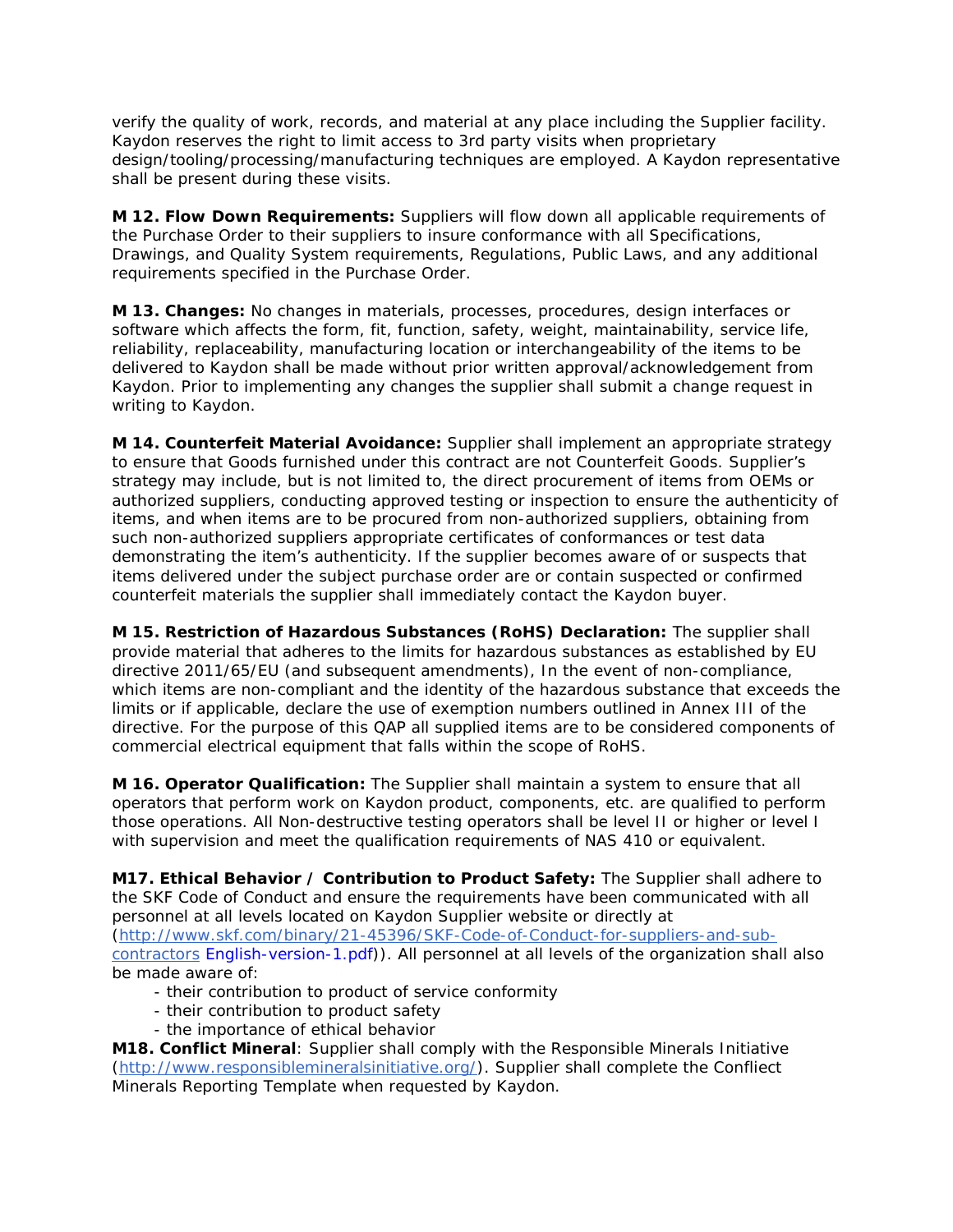verify the quality of work, records, and material at any place including the Supplier facility. Kaydon reserves the right to limit access to 3rd party visits when proprietary design/tooling/processing/manufacturing techniques are employed. A Kaydon representative shall be present during these visits.

**M 12. Flow Down Requirements:** Suppliers will flow down all applicable requirements of the Purchase Order to their suppliers to insure conformance with all Specifications, Drawings, and Quality System requirements, Regulations, Public Laws, and any additional requirements specified in the Purchase Order.

**M 13. Changes:** No changes in materials, processes, procedures, design interfaces or software which affects the form, fit, function, safety, weight, maintainability, service life, reliability, replaceability, manufacturing location or interchangeability of the items to be delivered to Kaydon shall be made without prior written approval/acknowledgement from Kaydon. Prior to implementing any changes the supplier shall submit a change request in writing to Kaydon.

**M 14. Counterfeit Material Avoidance:** Supplier shall implement an appropriate strategy to ensure that Goods furnished under this contract are not Counterfeit Goods. Supplier's strategy may include, but is not limited to, the direct procurement of items from OEMs or authorized suppliers, conducting approved testing or inspection to ensure the authenticity of items, and when items are to be procured from non-authorized suppliers, obtaining from such non-authorized suppliers appropriate certificates of conformances or test data demonstrating the item's authenticity. If the supplier becomes aware of or suspects that items delivered under the subject purchase order are or contain suspected or confirmed counterfeit materials the supplier shall immediately contact the Kaydon buyer.

**M 15. Restriction of Hazardous Substances (RoHS) Declaration:** The supplier shall provide material that adheres to the limits for hazardous substances as established by EU directive 2011/65/EU (and subsequent amendments), In the event of non-compliance, which items are non-compliant and the identity of the hazardous substance that exceeds the limits or if applicable, declare the use of exemption numbers outlined in Annex III of the directive. For the purpose of this QAP all supplied items are to be considered components of commercial electrical equipment that falls within the scope of RoHS.

**M 16. Operator Qualification:** The Supplier shall maintain a system to ensure that all operators that perform work on Kaydon product, components, etc. are qualified to perform those operations. All Non-destructive testing operators shall be level II or higher or level I with supervision and meet the qualification requirements of NAS 410 or equivalent.

**M17. Ethical Behavior / Contribution to Product Safety:** The Supplier shall adhere to the SKF Code of Conduct and ensure the requirements have been communicated with all personnel at all levels located on Kaydon Supplier website or directly at (http://www.skf.com/binary/21-45396/SKF-Code-of-Conduct-for-suppliers-and-sub-contractors English-version-1.pdf)). All personnel at all levels of the organization shall also be made aware of:

- their contribution to product of service conformity
- their contribution to product safety
- the importance of ethical behavior

**M18. Conflict Mineral**: Supplier shall comply with the Responsible Minerals Initiative (http://www.responsiblemineralsinitiative.org/). Supplier shall complete the Confliect Minerals Reporting Template when requested by Kaydon.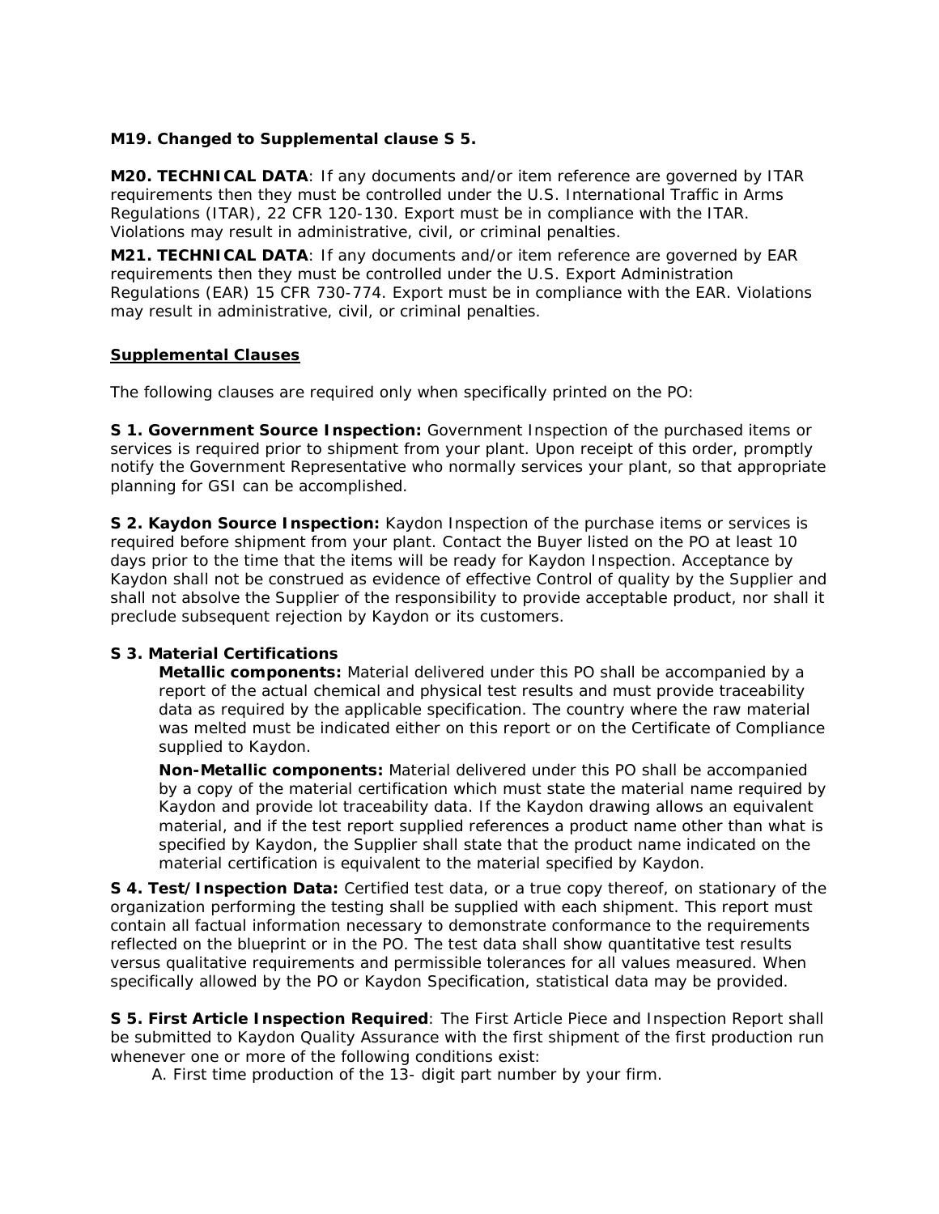**M19. Changed to Supplemental clause S 5.**

**M20. TECHNICAL DATA**: If any documents and/or item reference are governed by ITAR requirements then they must be controlled under the U.S. International Traffic in Arms Regulations (ITAR), 22 CFR 120-130. Export must be in compliance with the ITAR. Violations may result in administrative, civil, or criminal penalties.

**M21. TECHNICAL DATA**: If any documents and/or item reference are governed by EAR requirements then they must be controlled under the U.S. Export Administration Regulations (EAR) 15 CFR 730-774. Export must be in compliance with the EAR. Violations may result in administrative, civil, or criminal penalties.

**Supplemental Clauses**

The following clauses are required only when specifically printed on the PO:

**S 1. Government Source Inspection:** Government Inspection of the purchased items or services is required prior to shipment from your plant. Upon receipt of this order, promptly notify the Government Representative who normally services your plant, so that appropriate planning for GSI can be accomplished.

**S 2. Kaydon Source Inspection:** Kaydon Inspection of the purchase items or services is required before shipment from your plant. Contact the Buyer listed on the PO at least 10 days prior to the time that the items will be ready for Kaydon Inspection. Acceptance by Kaydon shall not be construed as evidence of effective Control of quality by the Supplier and shall not absolve the Supplier of the responsibility to provide acceptable product, nor shall it preclude subsequent rejection by Kaydon or its customers.

**S 3. Material Certifications**

**Metallic components:** Material delivered under this PO shall be accompanied by a report of the actual chemical and physical test results and must provide traceability data as required by the applicable specification. The country where the raw material was melted must be indicated either on this report or on the Certificate of Compliance supplied to Kaydon.

**Non-Metallic components:** Material delivered under this PO shall be accompanied by a copy of the material certification which must state the material name required by Kaydon and provide lot traceability data. If the Kaydon drawing allows an equivalent material, and if the test report supplied references a product name other than what is specified by Kaydon, the Supplier shall state that the product name indicated on the material certification is equivalent to the material specified by Kaydon.

**S 4. Test/Inspection Data:** Certified test data, or a true copy thereof, on stationary of the organization performing the testing shall be supplied with each shipment. This report must contain all factual information necessary to demonstrate conformance to the requirements reflected on the blueprint or in the PO. The test data shall show quantitative test results versus qualitative requirements and permissible tolerances for all values measured. When specifically allowed by the PO or Kaydon Specification, statistical data may be provided.

**S 5. First Article Inspection Required**: The First Article Piece and Inspection Report shall be submitted to Kaydon Quality Assurance with the first shipment of the first production run whenever one or more of the following conditions exist:

A. First time production of the 13- digit part number by your firm.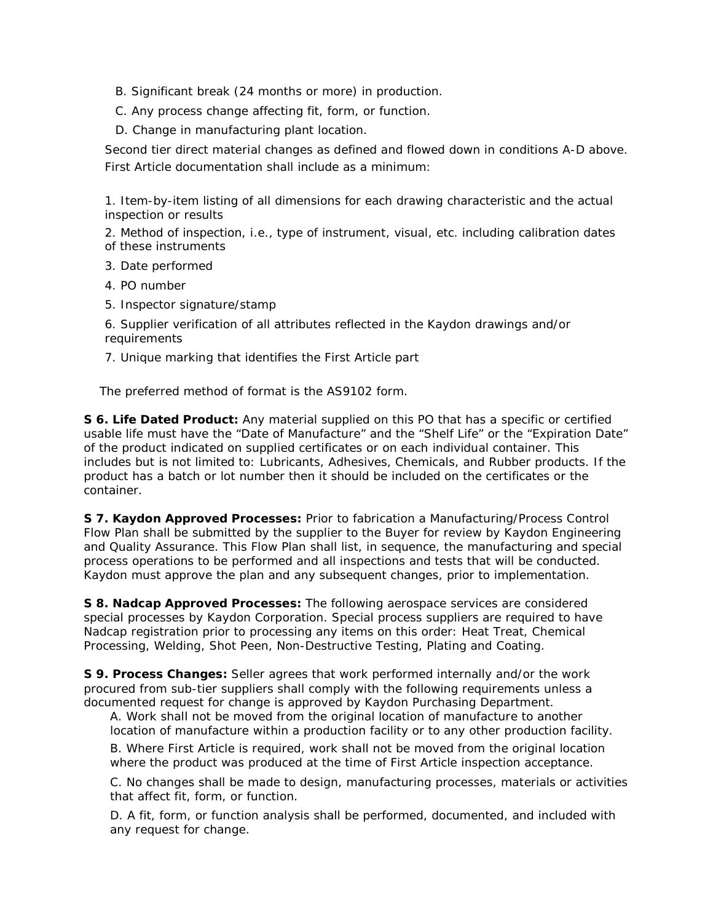B. Significant break (24 months or more) in production.

C. Any process change affecting fit, form, or function.

D. Change in manufacturing plant location.

Second tier direct material changes as defined and flowed down in conditions A-D above.

First Article documentation shall include as a minimum:

1. Item-by-item listing of all dimensions for each drawing characteristic and the actual inspection or results
2. Method of inspection, i.e., type of instrument, visual, etc. including calibration dates of these instruments
3. Date performed
4. PO number
5. Inspector signature/stamp
6. Supplier verification of all attributes reflected in the Kaydon drawings and/or requirements
7. Unique marking that identifies the First Article part

The preferred method of format is the AS9102 form.

**S 6. Life Dated Product:** Any material supplied on this PO that has a specific or certified usable life must have the "Date of Manufacture" and the "Shelf Life" or the "Expiration Date" of the product indicated on supplied certificates or on each individual container. This includes but is not limited to: Lubricants, Adhesives, Chemicals, and Rubber products. If the product has a batch or lot number then it should be included on the certificates or the container.

**S 7. Kaydon Approved Processes:** Prior to fabrication a Manufacturing/Process Control Flow Plan shall be submitted by the supplier to the Buyer for review by Kaydon Engineering and Quality Assurance. This Flow Plan shall list, in sequence, the manufacturing and special process operations to be performed and all inspections and tests that will be conducted. Kaydon must approve the plan and any subsequent changes, prior to implementation.

**S 8. Nadcap Approved Processes:** The following aerospace services are considered special processes by Kaydon Corporation. Special process suppliers are required to have Nadcap registration prior to processing any items on this order: Heat Treat, Chemical Processing, Welding, Shot Peen, Non-Destructive Testing, Plating and Coating.

**S 9. Process Changes:** Seller agrees that work performed internally and/or the work procured from sub-tier suppliers shall comply with the following requirements unless a documented request for change is approved by Kaydon Purchasing Department.

A. Work shall not be moved from the original location of manufacture to another location of manufacture within a production facility or to any other production facility.

B. Where First Article is required, work shall not be moved from the original location where the product was produced at the time of First Article inspection acceptance.

C. No changes shall be made to design, manufacturing processes, materials or activities that affect fit, form, or function.

D. A fit, form, or function analysis shall be performed, documented, and included with any request for change.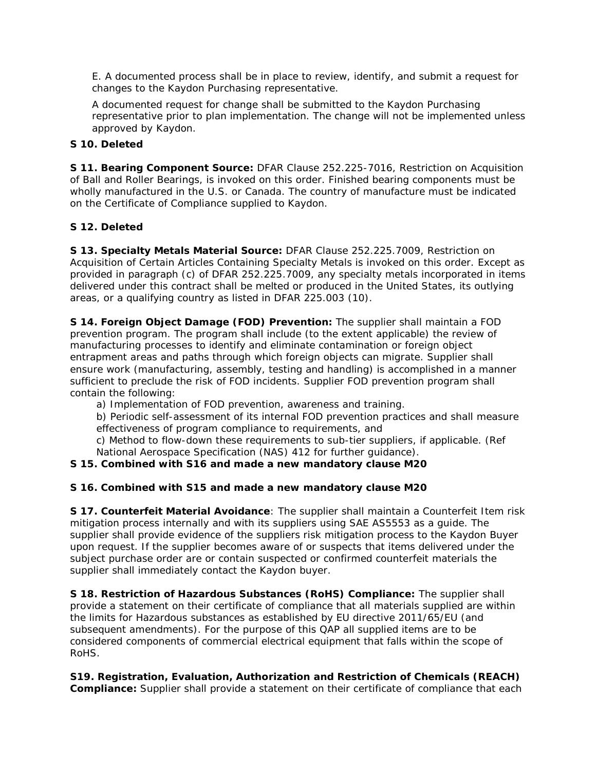E. A documented process shall be in place to review, identify, and submit a request for changes to the Kaydon Purchasing representative.

A documented request for change shall be submitted to the Kaydon Purchasing representative prior to plan implementation. The change will not be implemented unless approved by Kaydon.

**S 10. Deleted**

**S 11. Bearing Component Source:** DFAR Clause 252.225-7016, Restriction on Acquisition of Ball and Roller Bearings, is invoked on this order. Finished bearing components must be wholly manufactured in the U.S. or Canada. The country of manufacture must be indicated on the Certificate of Compliance supplied to Kaydon.

**S 12. Deleted**

**S 13. Specialty Metals Material Source:** DFAR Clause 252.225.7009, Restriction on Acquisition of Certain Articles Containing Specialty Metals is invoked on this order. Except as provided in paragraph (c) of DFAR 252.225.7009, any specialty metals incorporated in items delivered under this contract shall be melted or produced in the United States, its outlying areas, or a qualifying country as listed in DFAR 225.003 (10).

**S 14. Foreign Object Damage (FOD) Prevention:** The supplier shall maintain a FOD prevention program. The program shall include (to the extent applicable) the review of manufacturing processes to identify and eliminate contamination or foreign object entrapment areas and paths through which foreign objects can migrate. Supplier shall ensure work (manufacturing, assembly, testing and handling) is accomplished in a manner sufficient to preclude the risk of FOD incidents. Supplier FOD prevention program shall contain the following:

a) Implementation of FOD prevention, awareness and training.

b) Periodic self-assessment of its internal FOD prevention practices and shall measure effectiveness of program compliance to requirements, and

c) Method to flow-down these requirements to sub-tier suppliers, if applicable. (Ref National Aerospace Specification (NAS) 412 for further guidance).

**S 15. Combined with S16 and made a new mandatory clause M20**

**S 16. Combined with S15 and made a new mandatory clause M20**

**S 17. Counterfeit Material Avoidance**: The supplier shall maintain a Counterfeit Item risk mitigation process internally and with its suppliers using SAE AS5553 as a guide. The supplier shall provide evidence of the suppliers risk mitigation process to the Kaydon Buyer upon request. If the supplier becomes aware of or suspects that items delivered under the subject purchase order are or contain suspected or confirmed counterfeit materials the supplier shall immediately contact the Kaydon buyer.

**S 18. Restriction of Hazardous Substances (RoHS) Compliance:** The supplier shall provide a statement on their certificate of compliance that all materials supplied are within the limits for Hazardous substances as established by EU directive 2011/65/EU (and subsequent amendments). For the purpose of this QAP all supplied items are to be considered components of commercial electrical equipment that falls within the scope of RoHS.

**S19. Registration, Evaluation, Authorization and Restriction of Chemicals (REACH) Compliance:** Supplier shall provide a statement on their certificate of compliance that each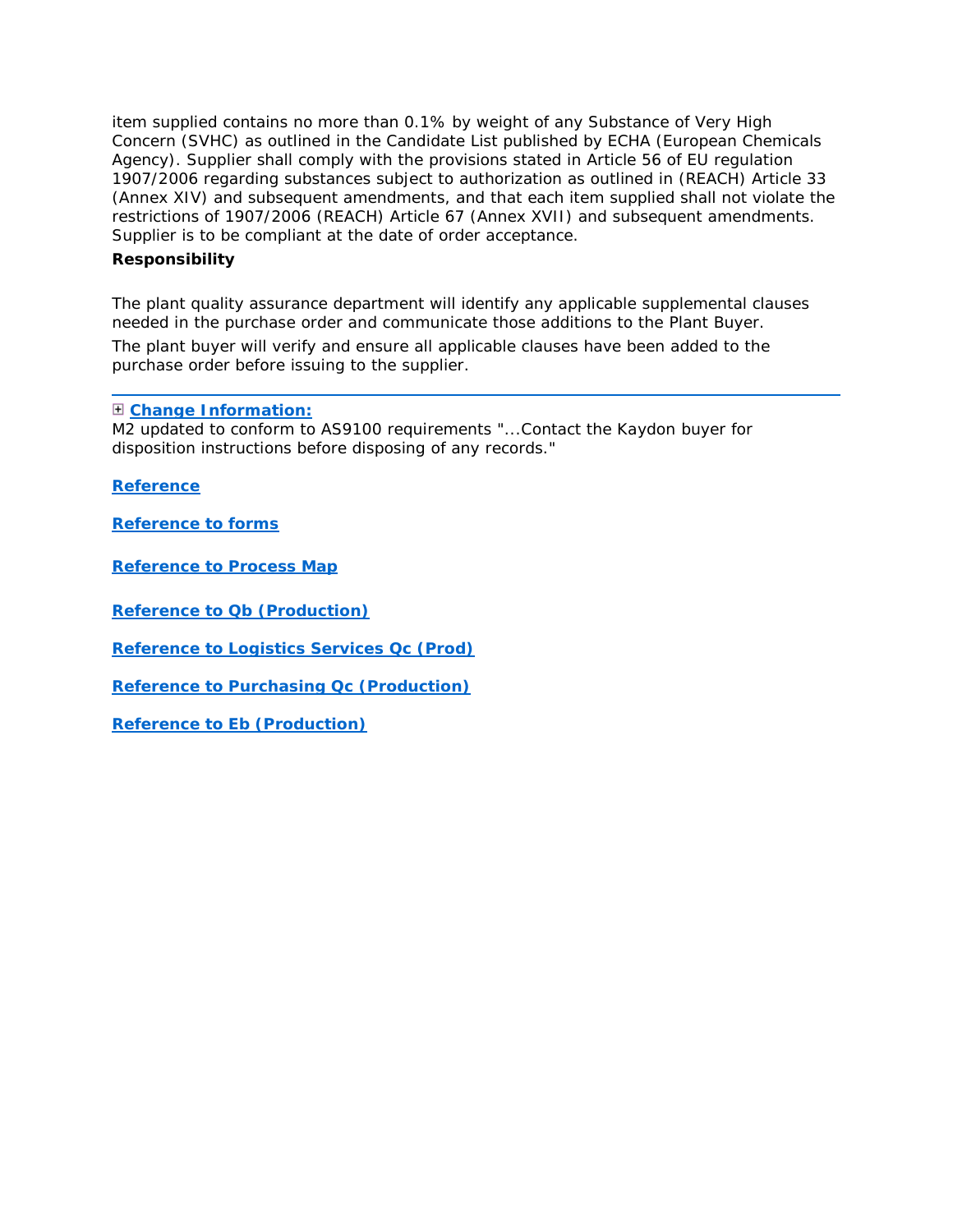item supplied contains no more than 0.1% by weight of any Substance of Very High Concern (SVHC) as outlined in the Candidate List published by ECHA (European Chemicals Agency). Supplier shall comply with the provisions stated in Article 56 of EU regulation 1907/2006 regarding substances subject to authorization as outlined in (REACH) Article 33 (Annex XIV) and subsequent amendments, and that each item supplied shall not violate the restrictions of 1907/2006 (REACH) Article 67 (Annex XVII) and subsequent amendments. Supplier is to be compliant at the date of order acceptance.

**Responsibility**

The plant quality assurance department will identify any applicable supplemental clauses needed in the purchase order and communicate those additions to the Plant Buyer.

The plant buyer will verify and ensure all applicable clauses have been added to the purchase order before issuing to the supplier.

---

**Change Information:**

M2 updated to conform to AS9100 requirements "...Contact the Kaydon buyer for disposition instructions before disposing of any records."

**Reference**

**Reference to forms**

**Reference to Process Map**

**Reference to Qb (Production)**

**Reference to Logistics Services Qc (Prod)**

**Reference to Purchasing Qc (Production)**

**Reference to Eb (Production)**